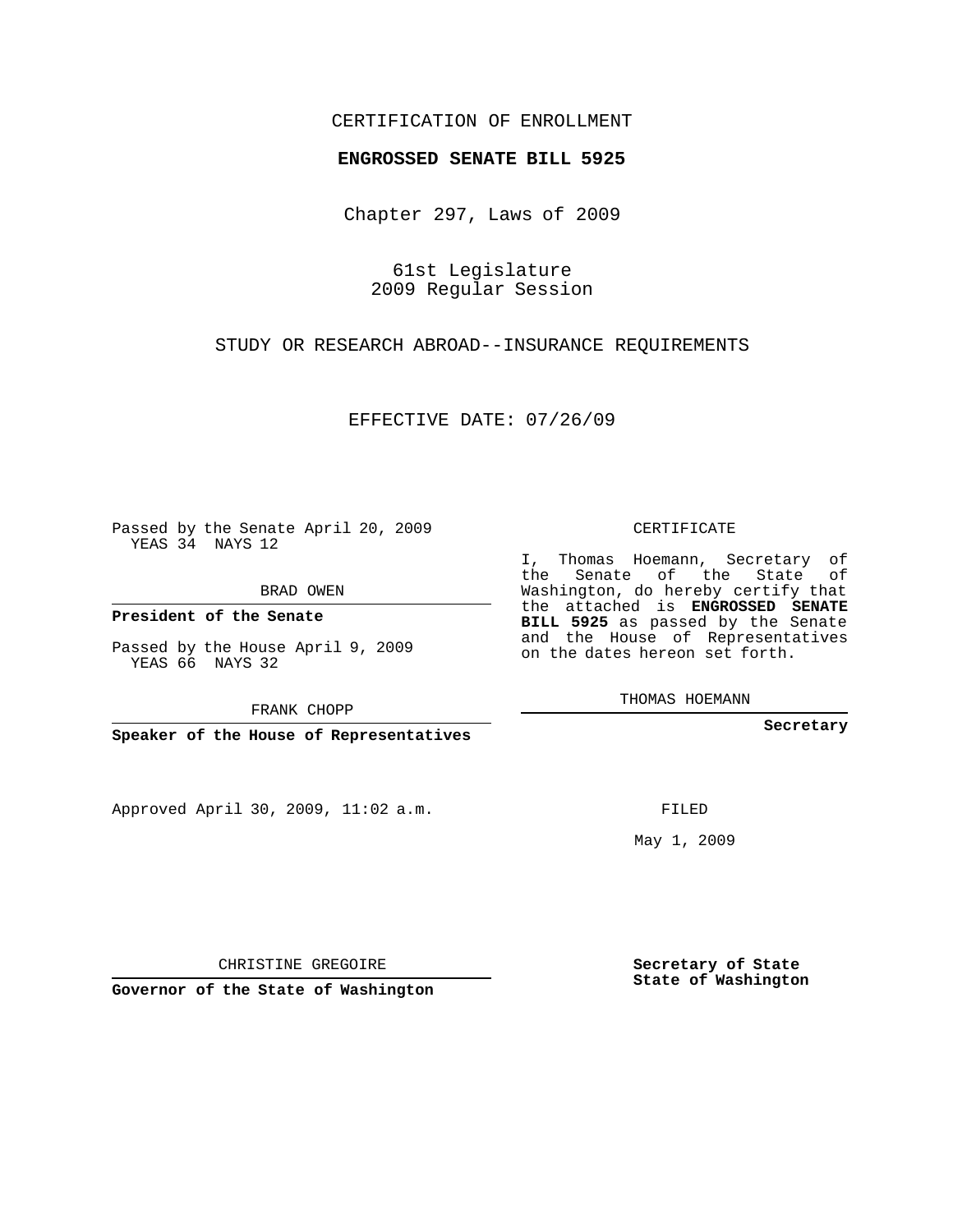CERTIFICATION OF ENROLLMENT

# ENGROSSED SENATE BILL 5925

Chapter 297, Laws of 2009

61st Legislature
2009 Regular Session

STUDY OR RESEARCH ABROAD--INSURANCE REQUIREMENTS

EFFECTIVE DATE: 07/26/09

Passed by the Senate April 20, 2009
YEAS 34 NAYS 12

BRAD OWEN

**President of the Senate**

Passed by the House April 9, 2009
YEAS 66 NAYS 32

FRANK CHOPP

**Speaker of the House of Representatives**

Approved April 30, 2009, 11:02 a.m.

CHRISTINE GREGOIRE

**Governor of the State of Washington**

CERTIFICATE

I, Thomas Hoemann, Secretary of the Senate of the State of Washington, do hereby certify that the attached is **ENGROSSED SENATE BILL 5925** as passed by the Senate and the House of Representatives on the dates hereon set forth.

THOMAS HOEMANN

**Secretary**

FILED

May 1, 2009

**Secretary of State**
**State of Washington**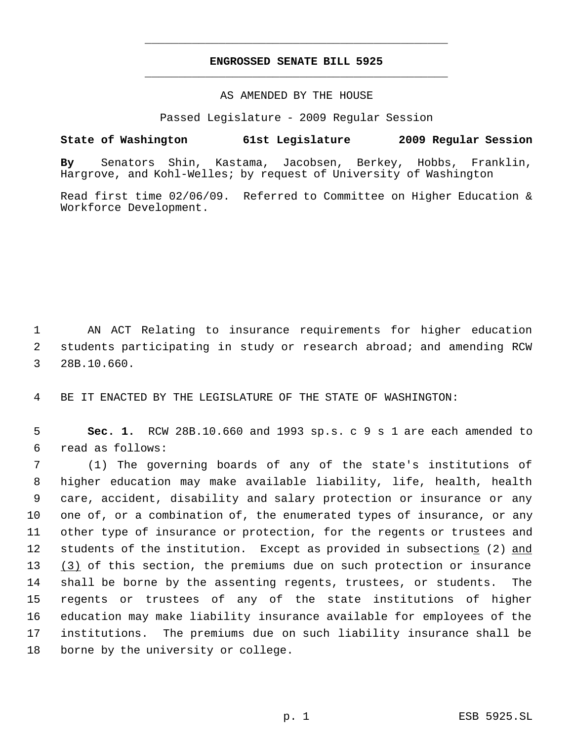**ENGROSSED SENATE BILL 5925**

AS AMENDED BY THE HOUSE

Passed Legislature - 2009 Regular Session

**State of Washington 61st Legislature 2009 Regular Session**

**By** Senators Shin, Kastama, Jacobsen, Berkey, Hobbs, Franklin, Hargrove, and Kohl-Welles; by request of University of Washington

Read first time 02/06/09. Referred to Committee on Higher Education & Workforce Development.

AN ACT Relating to insurance requirements for higher education students participating in study or research abroad; and amending RCW 28B.10.660.

BE IT ENACTED BY THE LEGISLATURE OF THE STATE OF WASHINGTON:

**Sec. 1.** RCW 28B.10.660 and 1993 sp.s. c 9 s 1 are each amended to read as follows:

(1) The governing boards of any of the state's institutions of higher education may make available liability, life, health, health care, accident, disability and salary protection or insurance or any one of, or a combination of, the enumerated types of insurance, or any other type of insurance or protection, for the regents or trustees and students of the institution. Except as provided in subsections (2) and (3) of this section, the premiums due on such protection or insurance shall be borne by the assenting regents, trustees, or students. The regents or trustees of any of the state institutions of higher education may make liability insurance available for employees of the institutions. The premiums due on such liability insurance shall be borne by the university or college.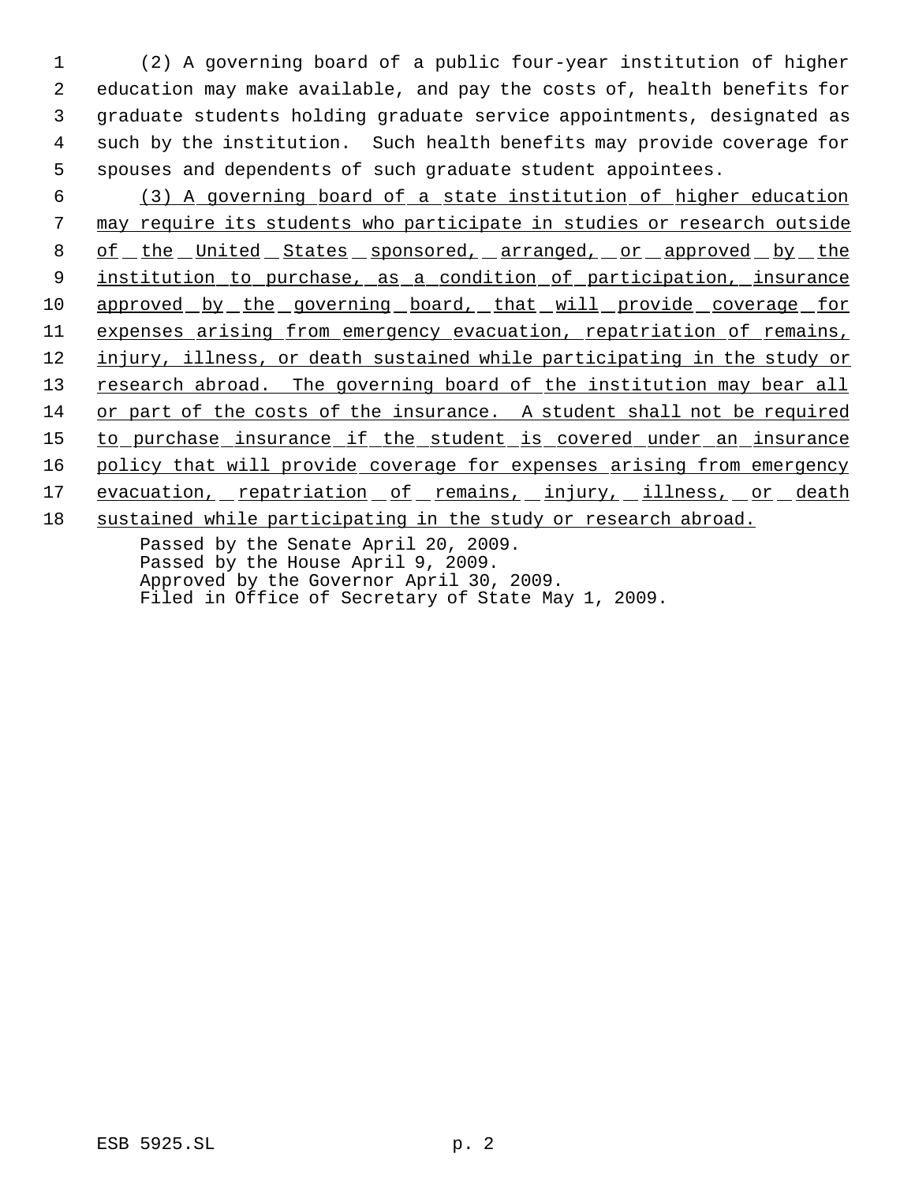(2) A governing board of a public four-year institution of higher education may make available, and pay the costs of, health benefits for graduate students holding graduate service appointments, designated as such by the institution. Such health benefits may provide coverage for spouses and dependents of such graduate student appointees.

<u>(3) A governing board of a state institution of higher education may require its students who participate in studies or research outside of the United States sponsored, arranged, or approved by the institution to purchase, as a condition of participation, insurance approved by the governing board, that will provide coverage for expenses arising from emergency evacuation, repatriation of remains, injury, illness, or death sustained while participating in the study or research abroad. The governing board of the institution may bear all or part of the costs of the insurance. A student shall not be required to purchase insurance if the student is covered under an insurance policy that will provide coverage for expenses arising from emergency evacuation, repatriation of remains, injury, illness, or death sustained while participating in the study or research abroad.</u>

Passed by the Senate April 20, 2009.
Passed by the House April 9, 2009.
Approved by the Governor April 30, 2009.
Filed in Office of Secretary of State May 1, 2009.